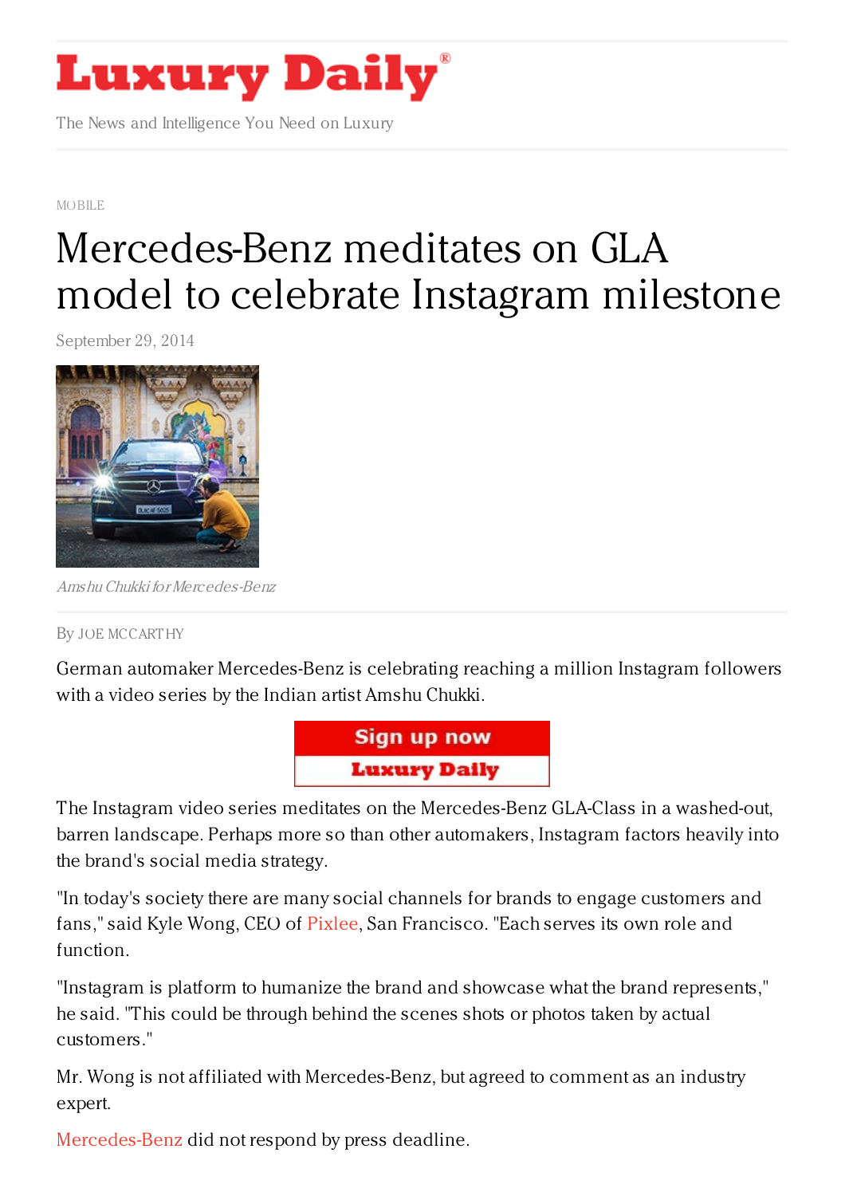# Luxury Daily

The News and Intelligence You Need on Luxury

MOBILE

# Mercedes-Benz meditates on GLA model to celebrate Instagram milestone

September 29, 2014

*Amshu Chukki for Mercedes-Benz*

By JOE MCCARTHY

German automaker Mercedes-Benz is celebrating reaching a million Instagram followers with a video series by the Indian artist Amshu Chukki.

The Instagram video series meditates on the Mercedes-Benz GLA-Class in a washed-out, barren landscape. Perhaps more so than other automakers, Instagram factors heavily into the brand's social media strategy.

"In today's society there are many social channels for brands to engage customers and fans," said Kyle Wong, CEO of Pixlee, San Francisco. "Each serves its own role and function.

"Instagram is platform to humanize the brand and showcase what the brand represents," he said. "This could be through behind the scenes shots or photos taken by actual customers."

Mr. Wong is not affiliated with Mercedes-Benz, but agreed to comment as an industry expert.

Mercedes-Benz did not respond by press deadline.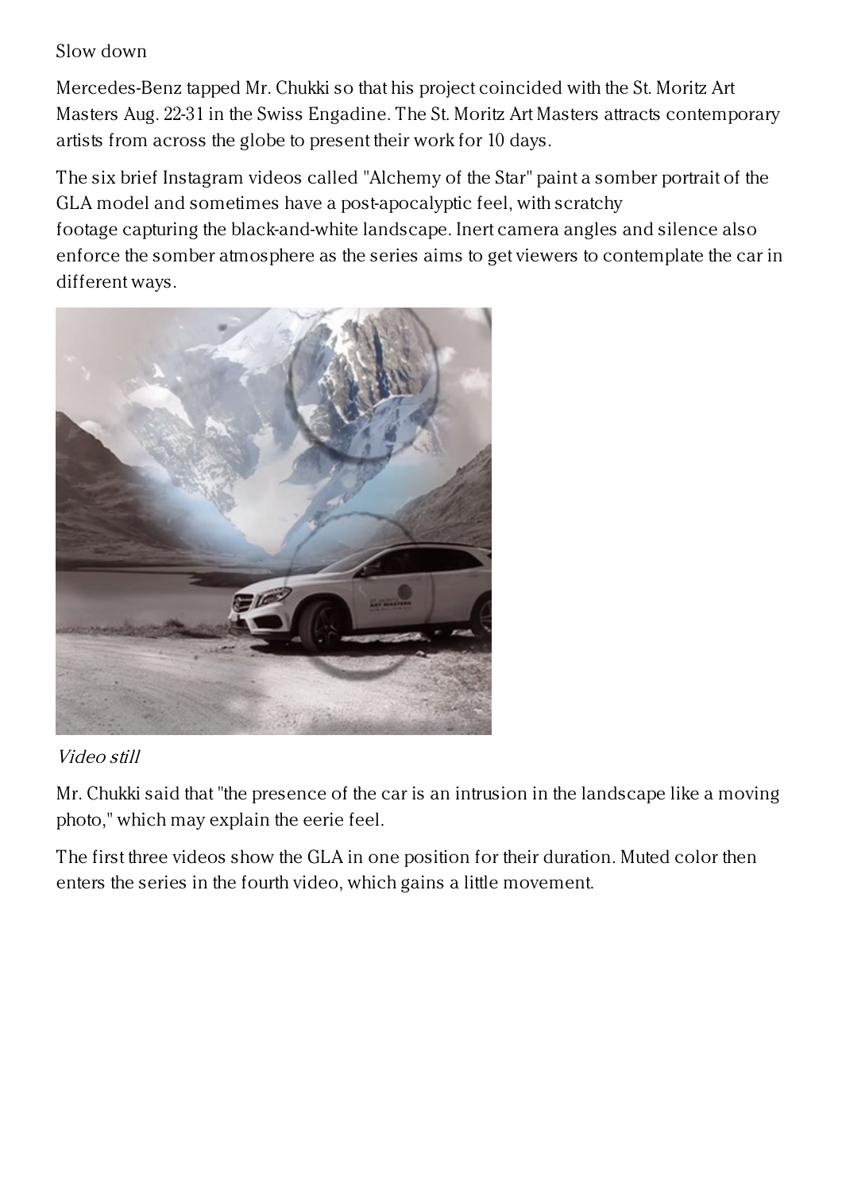## Slow down

Mercedes-Benz tapped Mr. Chukki so that his project coincided with the St. Moritz Art Masters Aug. 22-31 in the Swiss Engadine. The St. Moritz Art Masters attracts contemporary artists from across the globe to present their work for 10 days.

The six brief Instagram videos called "Alchemy of the Star" paint a somber portrait of the GLA model and sometimes have a post-apocalyptic feel, with scratchy footage capturing the black-and-white landscape. Inert camera angles and silence also enforce the somber atmosphere as the series aims to get viewers to contemplate the car in different ways.

*Video still*

Mr. Chukki said that "the presence of the car is an intrusion in the landscape like a moving photo," which may explain the eerie feel.

The first three videos show the GLA in one position for their duration. Muted color then enters the series in the fourth video, which gains a little movement.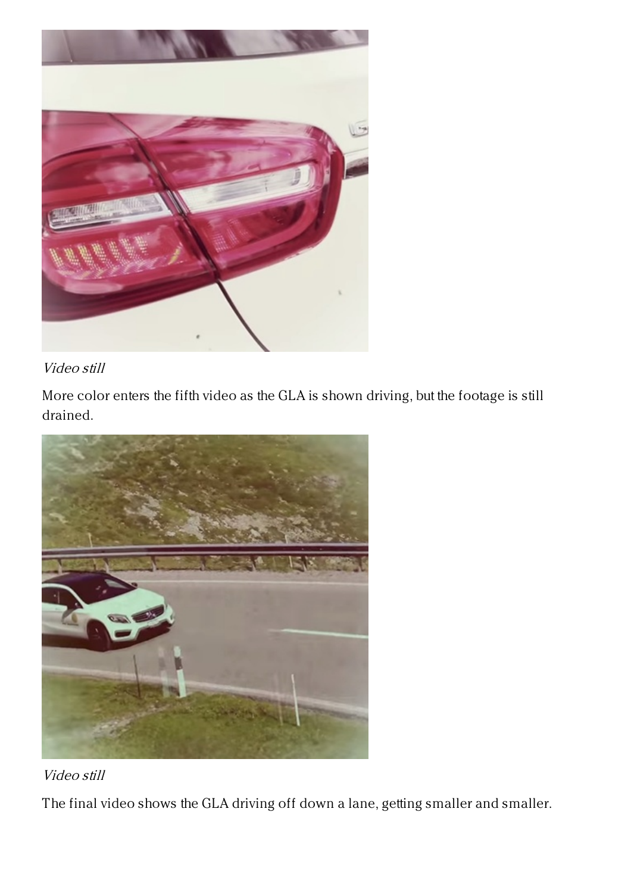*Video still*

More color enters the fifth video as the GLA is shown driving, but the footage is still drained.

*Video still*

The final video shows the GLA driving off down a lane, getting smaller and smaller.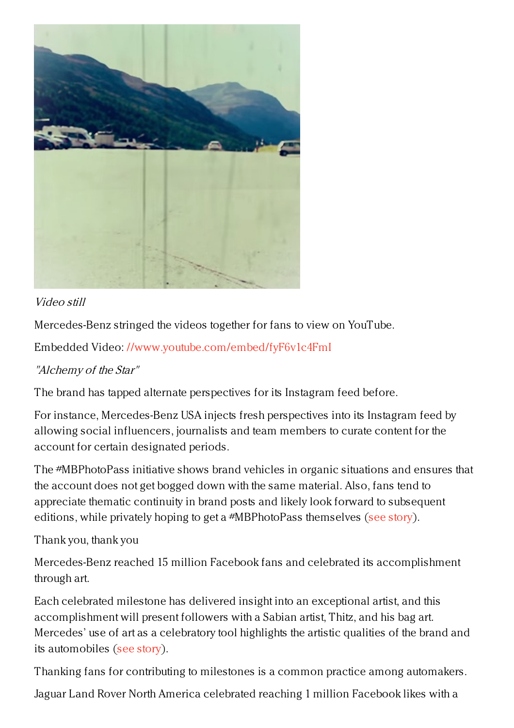*Video still*

Mercedes-Benz stringed the videos together for fans to view on YouTube.

Embedded Video: //www.youtube.com/embed/fyF6v1c4FmI

*"Alchemy of the Star"*

The brand has tapped alternate perspectives for its Instagram feed before.

For instance, Mercedes-Benz USA injects fresh perspectives into its Instagram feed by allowing social influencers, journalists and team members to curate content for the account for certain designated periods.

The #MBPhotoPass initiative shows brand vehicles in organic situations and ensures that the account does not get bogged down with the same material. Also, fans tend to appreciate thematic continuity in brand posts and likely look forward to subsequent editions, while privately hoping to get a #MBPhotoPass themselves (see story).

Thank you, thank you

Mercedes-Benz reached 15 million Facebook fans and celebrated its accomplishment through art.

Each celebrated milestone has delivered insight into an exceptional artist, and this accomplishment will present followers with a Sabian artist, Thitz, and his bag art. Mercedes' use of art as a celebratory tool highlights the artistic qualities of the brand and its automobiles (see story).

Thanking fans for contributing to milestones is a common practice among automakers.

Jaguar Land Rover North America celebrated reaching 1 million Facebook likes with a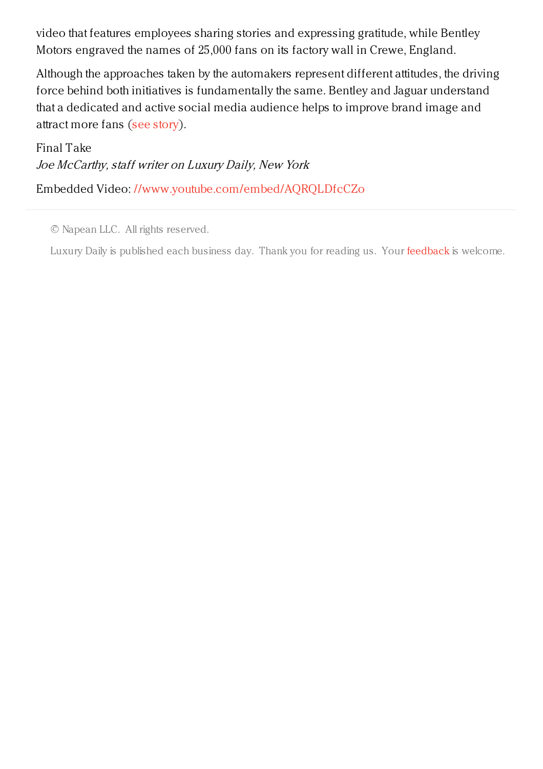video that features employees sharing stories and expressing gratitude, while Bentley Motors engraved the names of 25,000 fans on its factory wall in Crewe, England.

Although the approaches taken by the automakers represent different attitudes, the driving force behind both initiatives is fundamentally the same. Bentley and Jaguar understand that a dedicated and active social media audience helps to improve brand image and attract more fans (see story).

Final Take

*Joe McCarthy, staff writer on Luxury Daily, New York*

Embedded Video: //www.youtube.com/embed/AQRQLDfcCZo

© Napean LLC. All rights reserved.

Luxury Daily is published each business day. Thank you for reading us. Your feedback is welcome.